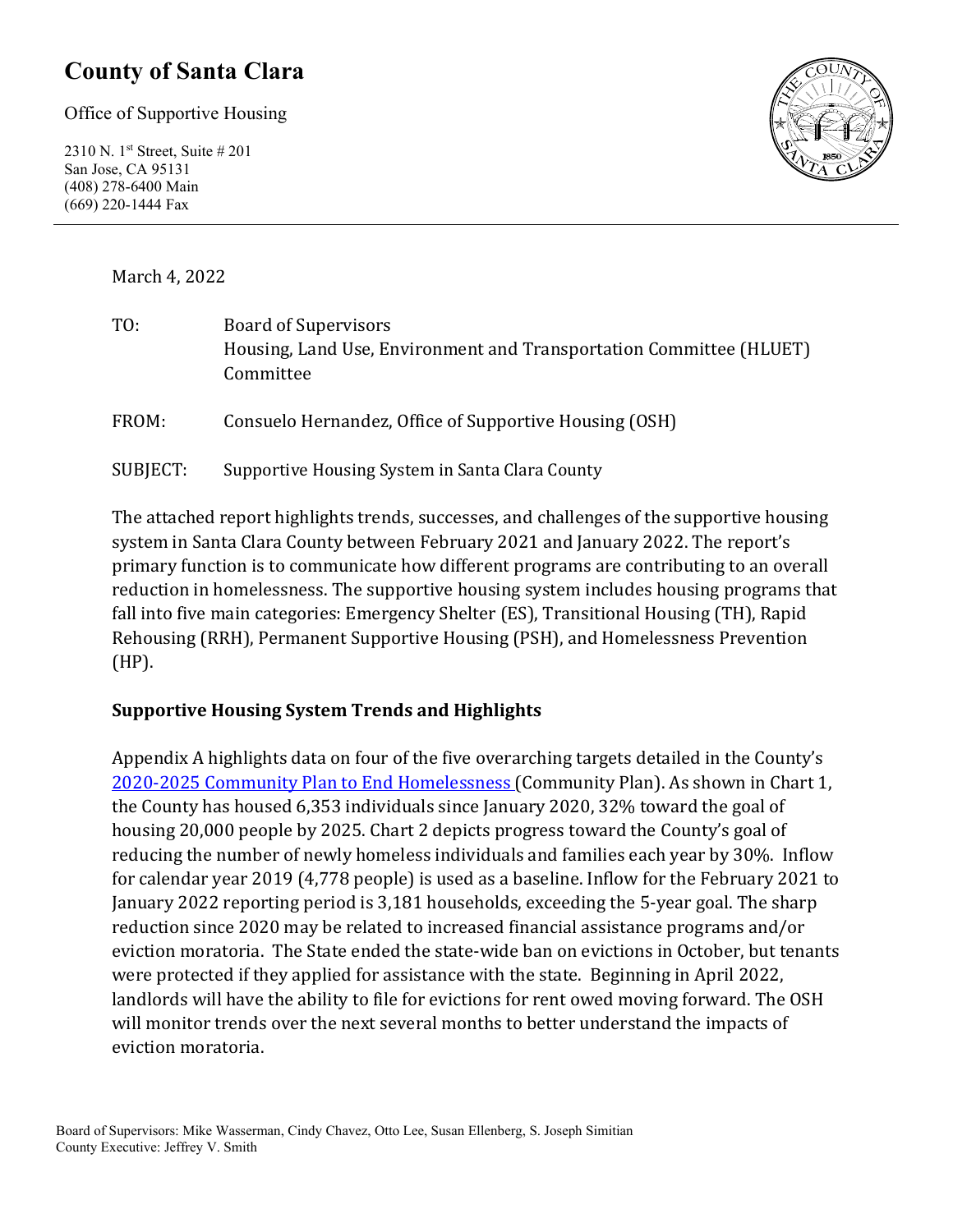# County of Santa Clara

Office of Supportive Housing

2310 N. 1st Street, Suite # 201
San Jose, CA 95131
(408) 278-6400 Main
(669) 220-1444 Fax

March 4, 2022

TO: Board of Supervisors
Housing, Land Use, Environment and Transportation Committee (HLUET) Committee

FROM: Consuelo Hernandez, Office of Supportive Housing (OSH)

SUBJECT: Supportive Housing System in Santa Clara County

The attached report highlights trends, successes, and challenges of the supportive housing system in Santa Clara County between February 2021 and January 2022. The report's primary function is to communicate how different programs are contributing to an overall reduction in homelessness. The supportive housing system includes housing programs that fall into five main categories: Emergency Shelter (ES), Transitional Housing (TH), Rapid Rehousing (RRH), Permanent Supportive Housing (PSH), and Homelessness Prevention (HP).

**Supportive Housing System Trends and Highlights**

Appendix A highlights data on four of the five overarching targets detailed in the County's 2020-2025 Community Plan to End Homelessness (Community Plan). As shown in Chart 1, the County has housed 6,353 individuals since January 2020, 32% toward the goal of housing 20,000 people by 2025. Chart 2 depicts progress toward the County's goal of reducing the number of newly homeless individuals and families each year by 30%. Inflow for calendar year 2019 (4,778 people) is used as a baseline. Inflow for the February 2021 to January 2022 reporting period is 3,181 households, exceeding the 5-year goal. The sharp reduction since 2020 may be related to increased financial assistance programs and/or eviction moratoria. The State ended the state-wide ban on evictions in October, but tenants were protected if they applied for assistance with the state. Beginning in April 2022, landlords will have the ability to file for evictions for rent owed moving forward. The OSH will monitor trends over the next several months to better understand the impacts of eviction moratoria.

Board of Supervisors: Mike Wasserman, Cindy Chavez, Otto Lee, Susan Ellenberg, S. Joseph Simitian
County Executive: Jeffrey V. Smith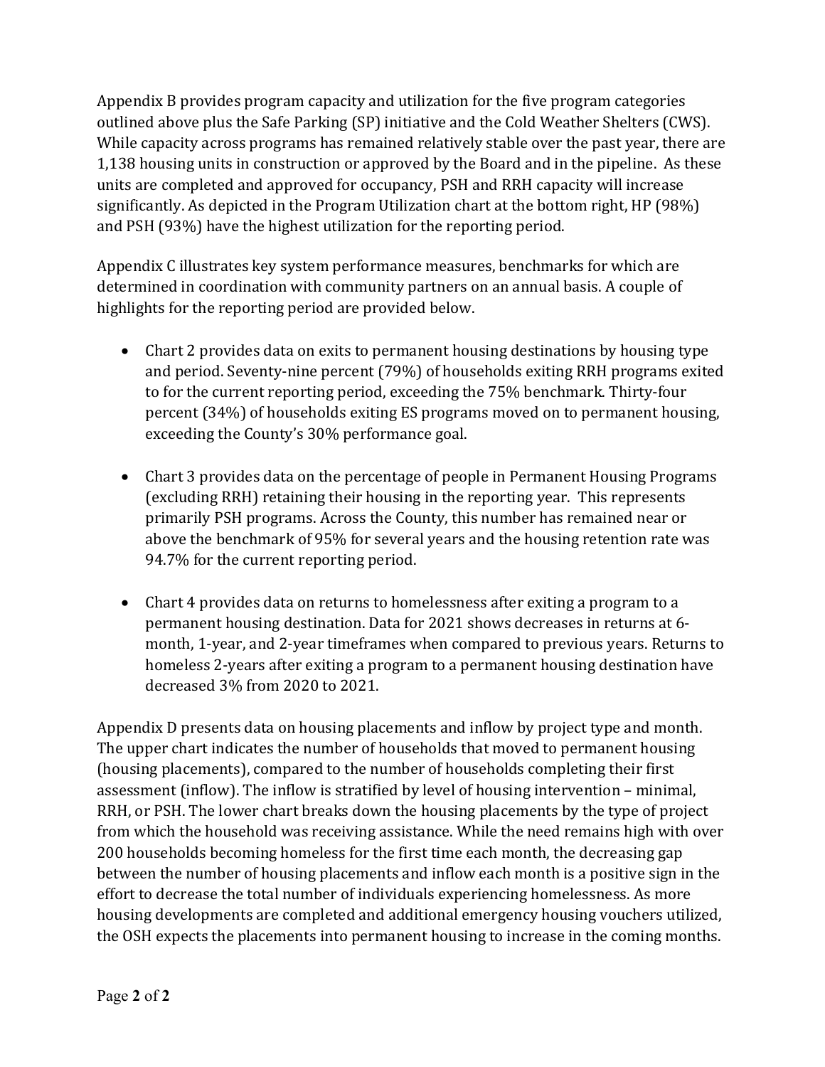Appendix B provides program capacity and utilization for the five program categories outlined above plus the Safe Parking (SP) initiative and the Cold Weather Shelters (CWS). While capacity across programs has remained relatively stable over the past year, there are 1,138 housing units in construction or approved by the Board and in the pipeline. As these units are completed and approved for occupancy, PSH and RRH capacity will increase significantly. As depicted in the Program Utilization chart at the bottom right, HP (98%) and PSH (93%) have the highest utilization for the reporting period.

Appendix C illustrates key system performance measures, benchmarks for which are determined in coordination with community partners on an annual basis. A couple of highlights for the reporting period are provided below.

- Chart 2 provides data on exits to permanent housing destinations by housing type and period. Seventy-nine percent (79%) of households exiting RRH programs exited to for the current reporting period, exceeding the 75% benchmark. Thirty-four percent (34%) of households exiting ES programs moved on to permanent housing, exceeding the County's 30% performance goal.

- Chart 3 provides data on the percentage of people in Permanent Housing Programs (excluding RRH) retaining their housing in the reporting year. This represents primarily PSH programs. Across the County, this number has remained near or above the benchmark of 95% for several years and the housing retention rate was 94.7% for the current reporting period.

- Chart 4 provides data on returns to homelessness after exiting a program to a permanent housing destination. Data for 2021 shows decreases in returns at 6-month, 1-year, and 2-year timeframes when compared to previous years. Returns to homeless 2-years after exiting a program to a permanent housing destination have decreased 3% from 2020 to 2021.

Appendix D presents data on housing placements and inflow by project type and month. The upper chart indicates the number of households that moved to permanent housing (housing placements), compared to the number of households completing their first assessment (inflow). The inflow is stratified by level of housing intervention – minimal, RRH, or PSH. The lower chart breaks down the housing placements by the type of project from which the household was receiving assistance. While the need remains high with over 200 households becoming homeless for the first time each month, the decreasing gap between the number of housing placements and inflow each month is a positive sign in the effort to decrease the total number of individuals experiencing homelessness. As more housing developments are completed and additional emergency housing vouchers utilized, the OSH expects the placements into permanent housing to increase in the coming months.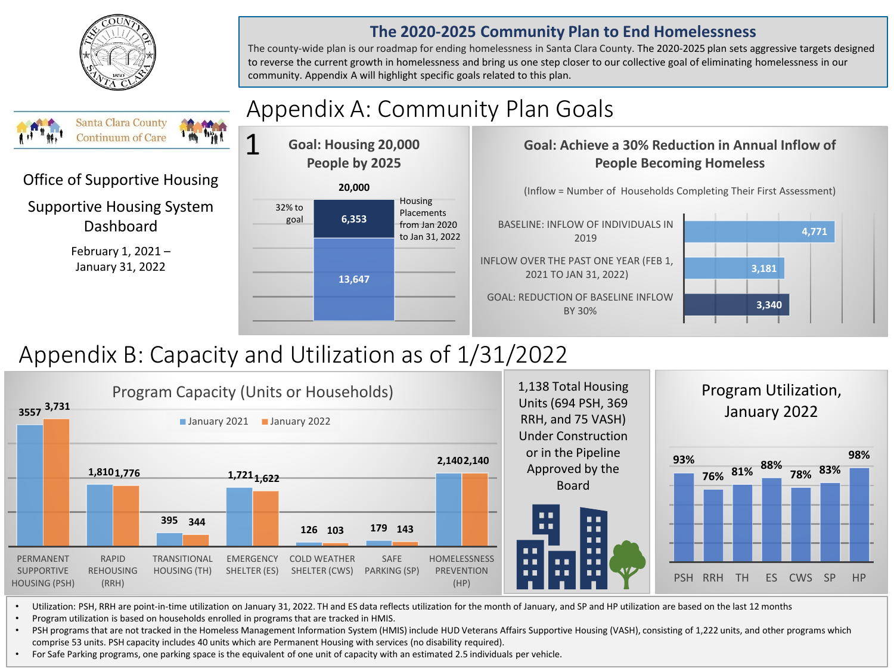THE COUNTY OF SANTA CLARA 1850

Santa Clara County Continuum of Care

Office of Supportive Housing

Supportive Housing System Dashboard

February 1, 2021 – January 31, 2022

## The 2020-2025 Community Plan to End Homelessness

The county-wide plan is our roadmap for ending homelessness in Santa Clara County. The 2020-2025 plan sets aggressive targets designed to reverse the current growth in homelessness and bring us one step closer to our collective goal of eliminating homelessness in our community. Appendix A will highlight specific goals related to this plan.

# Appendix A: Community Plan Goals

### 1 Goal: Housing 20,000 People by 2025

| | Value |
|---|---|
| Goal | 20,000 |
| Housing Placements from Jan 2020 to Jan 31, 2022 (32% to goal) | 6,353 |
| Remaining | 13,647 |

### Goal: Achieve a 30% Reduction in Annual Inflow of People Becoming Homeless

(Inflow = Number of Households Completing Their First Assessment)

| | Inflow |
|---|---|
| BASELINE: INFLOW OF INDIVIDUALS IN 2019 | 4,771 |
| INFLOW OVER THE PAST ONE YEAR (FEB 1, 2021 TO JAN 31, 2022) | 3,181 |
| GOAL: REDUCTION OF BASELINE INFLOW BY 30% | 3,340 |

# Appendix B: Capacity and Utilization as of 1/31/2022

### Program Capacity (Units or Households)

| Program | January 2021 | January 2022 |
|---|---|---|
| PERMANENT SUPPORTIVE HOUSING (PSH) | 3557 | 3,731 |
| RAPID REHOUSING (RRH) | 1,810 | 1,776 |
| TRANSITIONAL HOUSING (TH) | 395 | 344 |
| EMERGENCY SHELTER (ES) | 1,721 | 1,622 |
| COLD WEATHER SHELTER (CWS) | 126 | 103 |
| SAFE PARKING (SP) | 179 | 143 |
| HOMELESSNESS PREVENTION (HP) | 2,140 | 2,140 |

1,138 Total Housing Units (694 PSH, 369 RRH, and 75 VASH) Under Construction or in the Pipeline Approved by the Board

### Program Utilization, January 2022

| PSH | RRH | TH | ES | CWS | SP | HP |
|---|---|---|---|---|---|---|
| 93% | 76% | 81% | 88% | 78% | 83% | 98% |

- Utilization: PSH, RRH are point-in-time utilization on January 31, 2022. TH and ES data reflects utilization for the month of January, and SP and HP utilization are based on the last 12 months
- Program utilization is based on households enrolled in programs that are tracked in HMIS.
- PSH programs that are not tracked in the Homeless Management Information System (HMIS) include HUD Veterans Affairs Supportive Housing (VASH), consisting of 1,222 units, and other programs which comprise 53 units. PSH capacity includes 40 units which are Permanent Housing with services (no disability required).
- For Safe Parking programs, one parking space is the equivalent of one unit of capacity with an estimated 2.5 individuals per vehicle.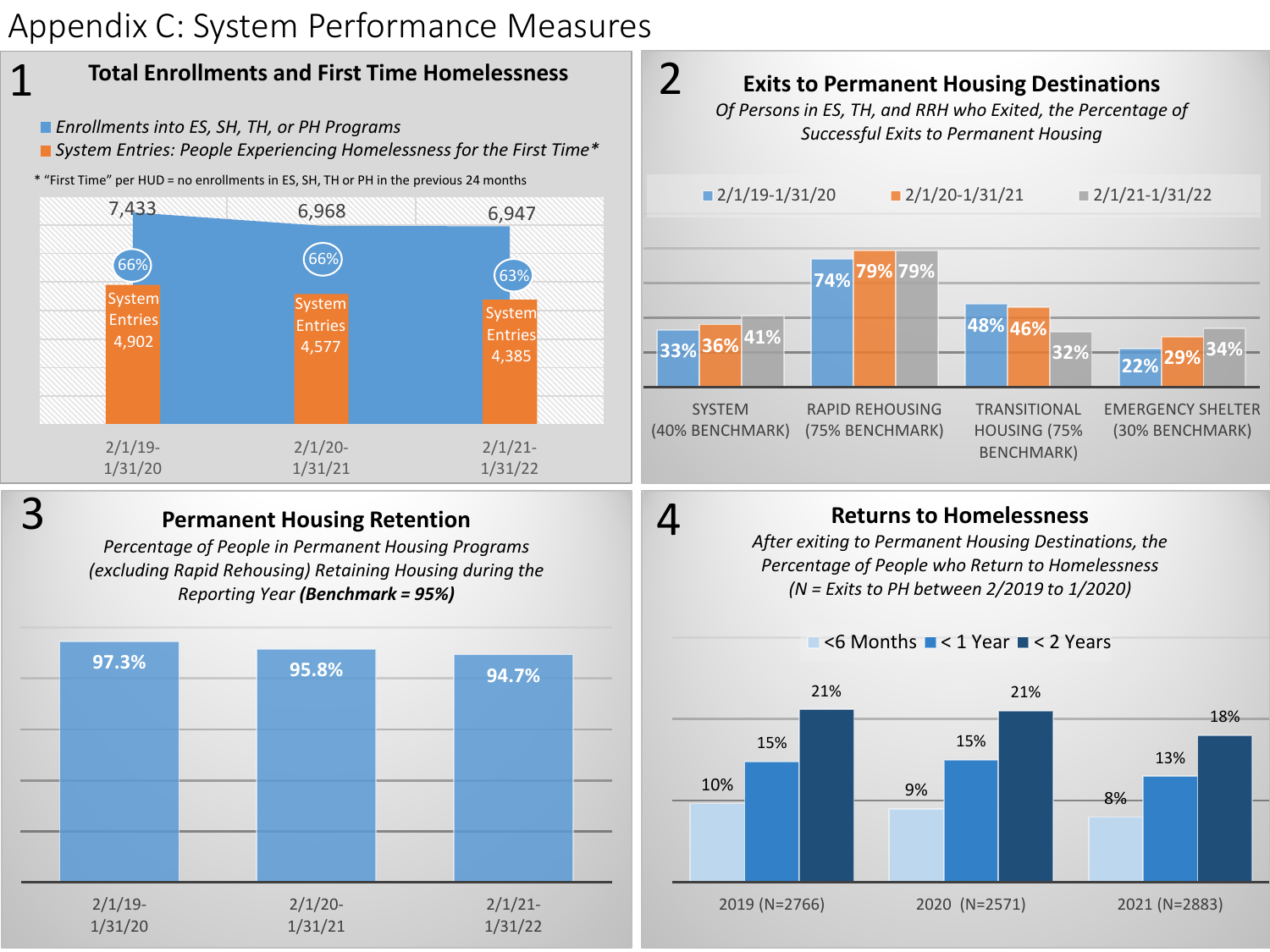# Appendix C: System Performance Measures

## 1 Total Enrollments and First Time Homelessness

- Enrollments into ES, SH, TH, or PH Programs
- System Entries: People Experiencing Homelessness for the First Time*

\* "First Time" per HUD = no enrollments in ES, SH, TH or PH in the previous 24 months

| Period | Enrollments into ES, SH, TH, or PH Programs | System Entries | % |
|---|---|---|---|
| 2/1/19-1/31/20 | 7,433 | 4,902 | 66% |
| 2/1/20-1/31/21 | 6,968 | 4,577 | 66% |
| 2/1/21-1/31/22 | 6,947 | 4,385 | 63% |

## 2 Exits to Permanent Housing Destinations

*Of Persons in ES, TH, and RRH who Exited, the Percentage of Successful Exits to Permanent Housing*

| | 2/1/19-1/31/20 | 2/1/20-1/31/21 | 2/1/21-1/31/22 |
|---|---|---|---|
| SYSTEM (40% BENCHMARK) | 33% | 36% | 41% |
| RAPID REHOUSING (75% BENCHMARK) | 74% | 79% | 79% |
| TRANSITIONAL HOUSING (75% BENCHMARK) | 48% | 46% | 32% |
| EMERGENCY SHELTER (30% BENCHMARK) | 22% | 29% | 34% |

## 3 Permanent Housing Retention

*Percentage of People in Permanent Housing Programs (excluding Rapid Rehousing) Retaining Housing during the Reporting Year* ***(Benchmark = 95%)***

| Period | Retention |
|---|---|
| 2/1/19-1/31/20 | 97.3% |
| 2/1/20-1/31/21 | 95.8% |
| 2/1/21-1/31/22 | 94.7% |

## 4 Returns to Homelessness

*After exiting to Permanent Housing Destinations, the Percentage of People who Return to Homelessness (N = Exits to PH between 2/2019 to 1/2020)*

| | <6 Months | < 1 Year | < 2 Years |
|---|---|---|---|
| 2019 (N=2766) | 10% | 15% | 21% |
| 2020 (N=2571) | 9% | 15% | 21% |
| 2021 (N=2883) | 8% | 13% | 18% |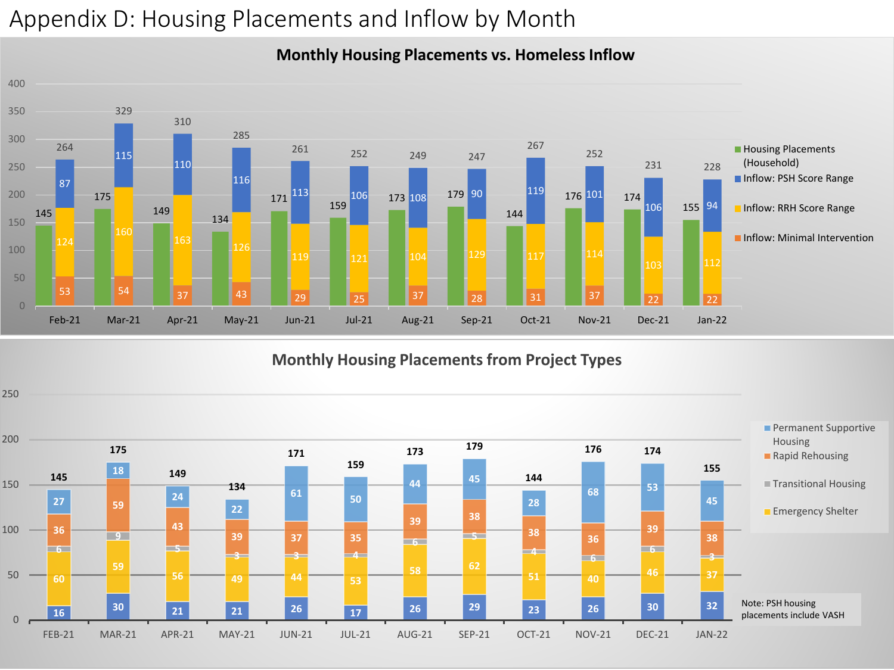# Appendix D: Housing Placements and Inflow by Month

**Monthly Housing Placements vs. Homeless Inflow**

400
350
300
250
200
150
100
50
0

Housing Placements (Household)
Inflow: PSH Score Range
Inflow: RRH Score Range
Inflow: Minimal Intervention

Feb-21: 145, 264, 87, 124, 53
Mar-21: 175, 329, 115, 160, 54
Apr-21: 149, 310, 110, 163, 37
May-21: 134, 285, 116, 126, 43
Jun-21: 171, 261, 113, 119, 29
Jul-21: 159, 252, 106, 121, 25
Aug-21: 173, 249, 108, 104, 37
Sep-21: 179, 247, 90, 129, 28
Oct-21: 144, 267, 119, 117, 31
Nov-21: 176, 252, 101, 114, 37
Dec-21: 174, 231, 106, 103, 22
Jan-22: 155, 228, 94, 112, 22

**Monthly Housing Placements from Project Types**

250
200
150
100
50
0

Permanent Supportive Housing
Rapid Rehousing
Transitional Housing
Emergency Shelter

FEB-21: 145, 27, 36, 6, 60, 16
MAR-21: 175, 18, 59, 9, 59, 30
APR-21: 149, 24, 43, 5, 56, 21
MAY-21: 134, 22, 39, 3, 49, 21
JUN-21: 171, 61, 37, 3, 44, 26
JUL-21: 159, 50, 35, 4, 53, 17
AUG-21: 173, 44, 39, 6, 58, 26
SEP-21: 179, 45, 38, 5, 62, 29
OCT-21: 144, 28, 38, 4, 51, 23
NOV-21: 176, 68, 36, 6, 40, 26
DEC-21: 174, 53, 39, 6, 46, 30
JAN-22: 155, 45, 38, 3, 37, 32

Note: PSH housing placements include VASH